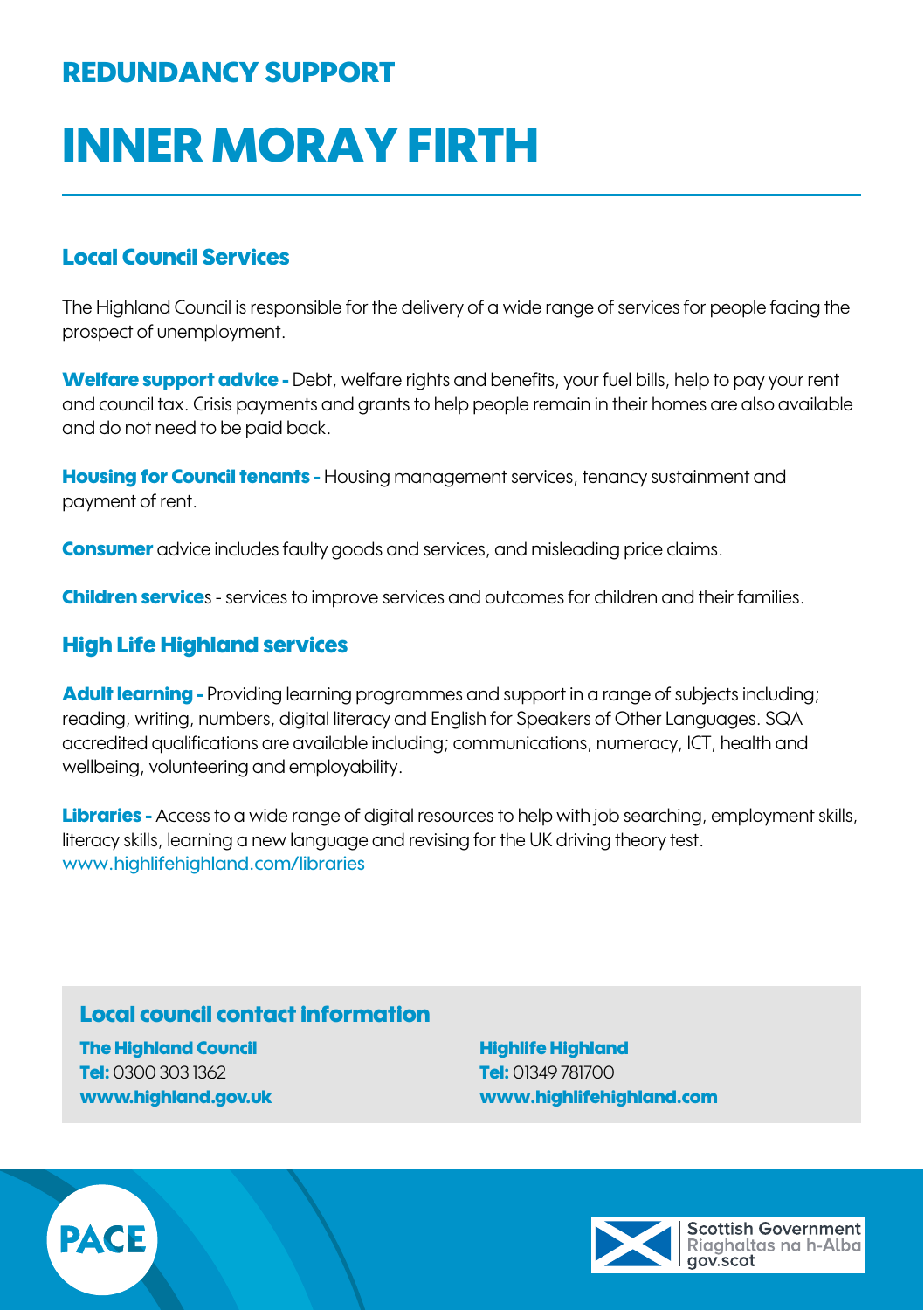## REDUNDANCY SUPPORT

# INNER MORAY FIRTH

### Local Council Services

The Highland Council is responsible for the delivery of a wide range of services for people facing the prospect of unemployment.

**Welfare support advice -** Debt, welfare rights and benefits, your fuel bills, help to pay your rent and council tax. Crisis payments and grants to help people remain in their homes are also available and do not need to be paid back.

**Housing for Council tenants -** Housing management services, tenancy sustainment and payment of rent.

**Consumer** advice includes faulty goods and services, and misleading price claims.

**Children service**s - services to improve services and outcomes for children and their families.

### High Life Highland services

**Adult learning -** Providing learning programmes and support in a range of subjects including; reading, writing, numbers, digital literacy and English for Speakers of Other Languages. SQA accredited qualifications are available including; communications, numeracy, ICT, health and wellbeing, volunteering and employability.

**Libraries -** Access to a wide range of digital resources to help with job searching, employment skills, literacy skills, learning a new language and revising for the UK driving theory test.
www.highlifehighland.com/libraries

### Local council contact information

**The Highland Council**
**Tel:** 0300 303 1362
**www.highland.gov.uk**

**Highlife Highland**
**Tel:** 01349 781700
**www.highlifehighland.com**

PACE

Scottish Government
Riaghaltas na h-Alba
gov.scot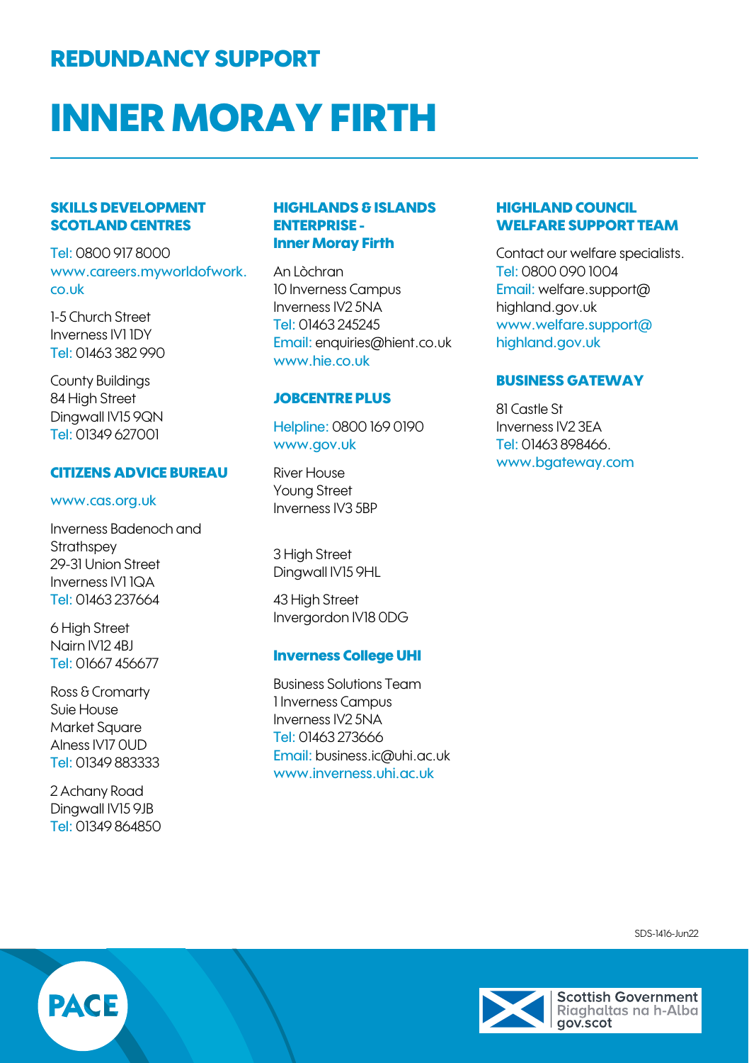## REDUNDANCY SUPPORT

# INNER MORAY FIRTH

### SKILLS DEVELOPMENT SCOTLAND CENTRES

Tel: 0800 917 8000
www.careers.myworldofwork.co.uk

1-5 Church Street
Inverness IV1 1DY
Tel: 01463 382 990

County Buildings
84 High Street
Dingwall IV15 9QN
Tel: 01349 627001

### CITIZENS ADVICE BUREAU

www.cas.org.uk

Inverness Badenoch and Strathspey
29-31 Union Street
Inverness IV1 1QA
Tel: 01463 237664

6 High Street
Nairn IV12 4BJ
Tel: 01667 456677

Ross & Cromarty
Suie House
Market Square
Alness IV17 0UD
Tel: 01349 883333

2 Achany Road
Dingwall IV15 9JB
Tel: 01349 864850

### HIGHLANDS & ISLANDS ENTERPRISE - Inner Moray Firth

An Lòchran
10 Inverness Campus
Inverness IV2 5NA
Tel: 01463 245245
Email: enquiries@hient.co.uk
www.hie.co.uk

### JOBCENTRE PLUS

Helpline: 0800 169 0190
www.gov.uk

River House
Young Street
Inverness IV3 5BP

3 High Street
Dingwall IV15 9HL

43 High Street
Invergordon IV18 0DG

### Inverness College UHI

Business Solutions Team
1 Inverness Campus
Inverness IV2 5NA
Tel: 01463 273666
Email: business.ic@uhi.ac.uk
www.inverness.uhi.ac.uk

### HIGHLAND COUNCIL WELFARE SUPPORT TEAM

Contact our welfare specialists.
Tel: 0800 090 1004
Email: welfare.support@highland.gov.uk
www.welfare.support@highland.gov.uk

### BUSINESS GATEWAY

81 Castle St
Inverness IV2 3EA
Tel: 01463 898466.
www.bgateway.com

SDS-1416-Jun22

PACE

Scottish Government
Riaghaltas na h-Alba
gov.scot